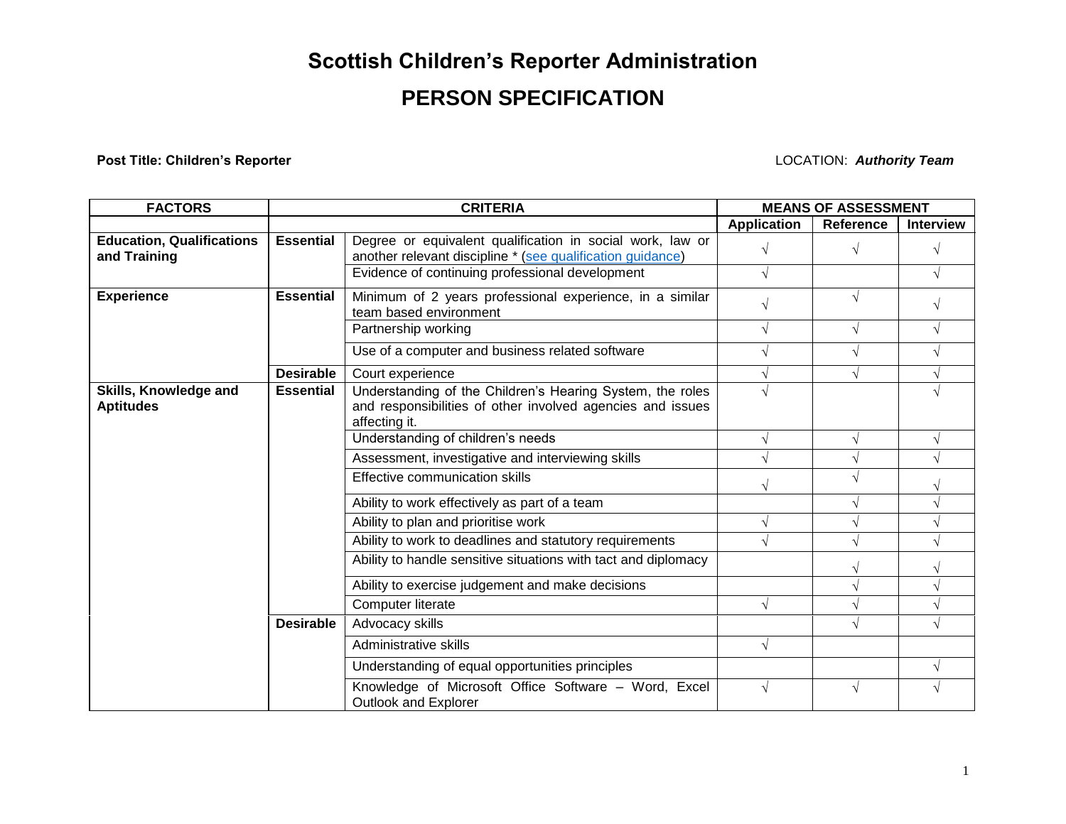# Scottish Children's Reporter Administration

## PERSON SPECIFICATION

**Post Title: Children's Reporter** LOCATION: ***Authority Team***

| FACTORS | CRITERIA | | MEANS OF ASSESSMENT | | |
|---|---|---|---|---|---|
| | | | Application | Reference | Interview |
| **Education, Qualifications and Training** | **Essential** | Degree or equivalent qualification in social work, law or another relevant discipline * (see qualification guidance) | √ | √ | √ |
| | | Evidence of continuing professional development | √ | | √ |
| **Experience** | **Essential** | Minimum of 2 years professional experience, in a similar team based environment | √ | √ | √ |
| | | Partnership working | √ | √ | √ |
| | | Use of a computer and business related software | √ | √ | √ |
| | **Desirable** | Court experience | √ | √ | √ |
| **Skills, Knowledge and Aptitudes** | **Essential** | Understanding of the Children's Hearing System, the roles and responsibilities of other involved agencies and issues affecting it. | √ | | √ |
| | | Understanding of children's needs | √ | √ | √ |
| | | Assessment, investigative and interviewing skills | √ | √ | √ |
| | | Effective communication skills | √ | √ | √ |
| | | Ability to work effectively as part of a team | | √ | √ |
| | | Ability to plan and prioritise work | √ | √ | √ |
| | | Ability to work to deadlines and statutory requirements | √ | √ | √ |
| | | Ability to handle sensitive situations with tact and diplomacy | | √ | √ |
| | | Ability to exercise judgement and make decisions | | √ | √ |
| | | Computer literate | √ | √ | √ |
| | **Desirable** | Advocacy skills | | √ | √ |
| | | Administrative skills | √ | | |
| | | Understanding of equal opportunities principles | | | √ |
| | | Knowledge of Microsoft Office Software – Word, Excel Outlook and Explorer | √ | √ | √ |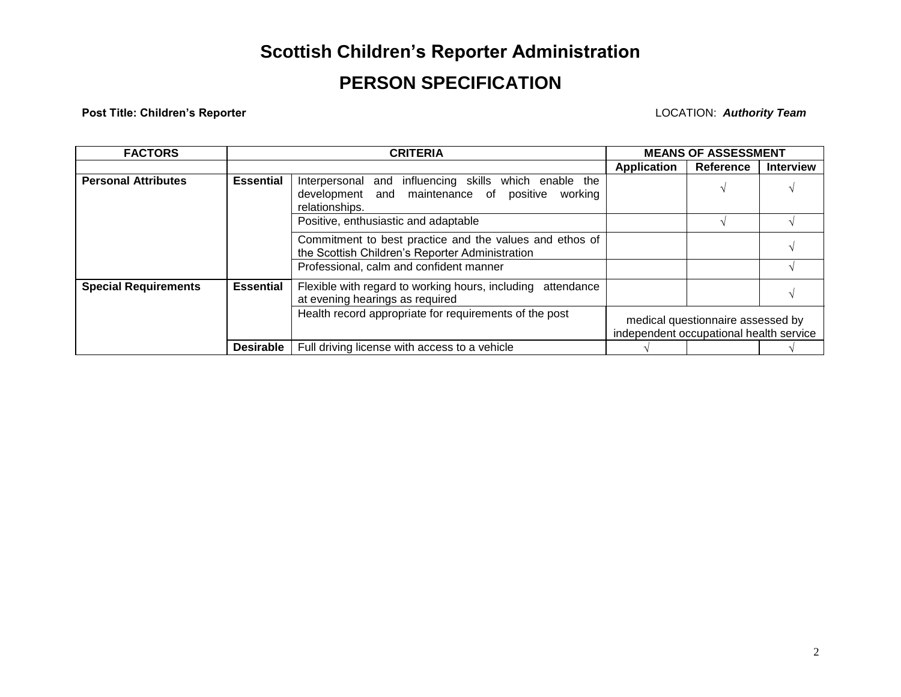# Scottish Children's Reporter Administration

## PERSON SPECIFICATION

**Post Title: Children's Reporter** LOCATION: ***Authority Team***

| FACTORS | CRITERIA | | MEANS OF ASSESSMENT | | |
|---|---|---|---|---|---|
| | | | Application | Reference | Interview |
| **Personal Attributes** | **Essential** | Interpersonal and influencing skills which enable the development and maintenance of positive working relationships. | | √ | √ |
| | | Positive, enthusiastic and adaptable | | √ | √ |
| | | Commitment to best practice and the values and ethos of the Scottish Children's Reporter Administration | | | √ |
| | | Professional, calm and confident manner | | | √ |
| **Special Requirements** | **Essential** | Flexible with regard to working hours, including attendance at evening hearings as required | | | √ |
| | | Health record appropriate for requirements of the post | medical questionnaire assessed by independent occupational health service | | |
| | **Desirable** | Full driving license with access to a vehicle | √ | | √ |